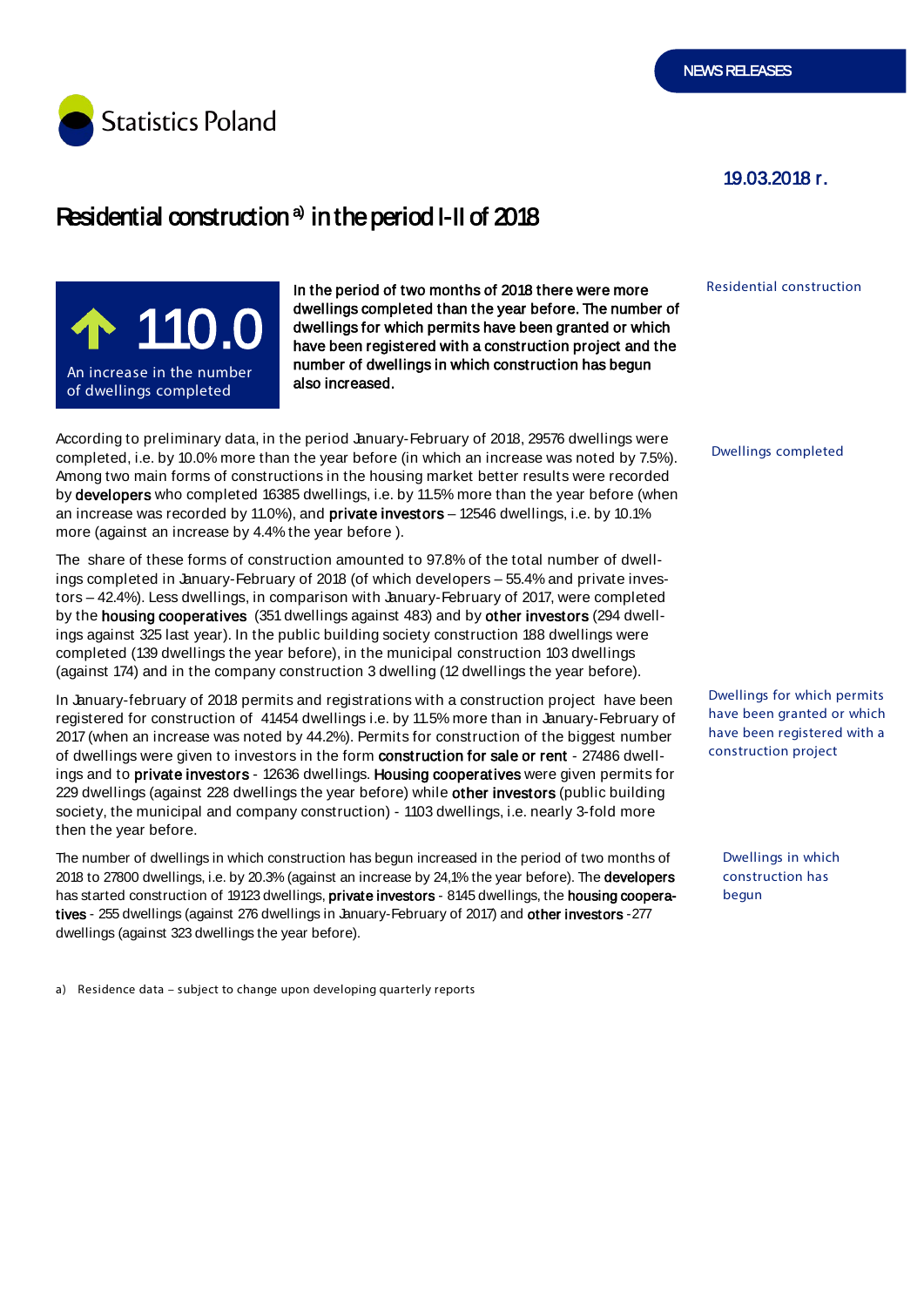NEWS RELEASES

Statistics Poland

19.03.2018 r.

# Residential construction a) in the period I-II of 2018

**110.0**

An increase in the number of dwellings completed

**In the period of two months of 2018 there were more dwellings completed than the year before. The number of dwellings for which permits have been granted or which have been registered with a construction project and the number of dwellings in which construction has begun also increased.**

Residential construction

Dwellings completed

According to preliminary data, in the period January-February of 2018, 29576 dwellings were completed, i.e. by 10.0% more than the year before (in which an increase was noted by 7.5%). Among two main forms of constructions in the housing market better results were recorded by **developers** who completed 16385 dwellings, i.e. by 11.5% more than the year before (when an increase was recorded by 11.0%), and **private investors** – 12546 dwellings, i.e. by 10.1% more (against an increase by 4.4% the year before ).

The share of these forms of construction amounted to 97.8% of the total number of dwellings completed in January-February of 2018 (of which developers – 55.4% and private investors – 42.4%). Less dwellings, in comparison with January-February of 2017, were completed by the **housing cooperatives** (351 dwellings against 483) and by **other investors** (294 dwellings against 325 last year). In the public building society construction 188 dwellings were completed (139 dwellings the year before), in the municipal construction 103 dwellings (against 174) and in the company construction 3 dwelling (12 dwellings the year before).

Dwellings for which permits have been granted or which have been registered with a construction project

In January-february of 2018 permits and registrations with a construction project have been registered for construction of 41454 dwellings i.e. by 11.5% more than in January-February of 2017 (when an increase was noted by 44.2%). Permits for construction of the biggest number of dwellings were given to investors in the form **construction for sale or rent** - 27486 dwellings and to **private investors** - 12636 dwellings. **Housing cooperatives** were given permits for 229 dwellings (against 228 dwellings the year before) while **other investors** (public building society, the municipal and company construction) - 1103 dwellings, i.e. nearly 3-fold more then the year before.

Dwellings in which construction has begun

The number of dwellings in which construction has begun increased in the period of two months of 2018 to 27800 dwellings, i.e. by 20.3% (against an increase by 24,1% the year before). The **developers** has started construction of 19123 dwellings, **private investors** - 8145 dwellings, the **housing cooperatives** - 255 dwellings (against 276 dwellings in January-February of 2017) and **other investors** -277 dwellings (against 323 dwellings the year before).

a) Residence data – subject to change upon developing quarterly reports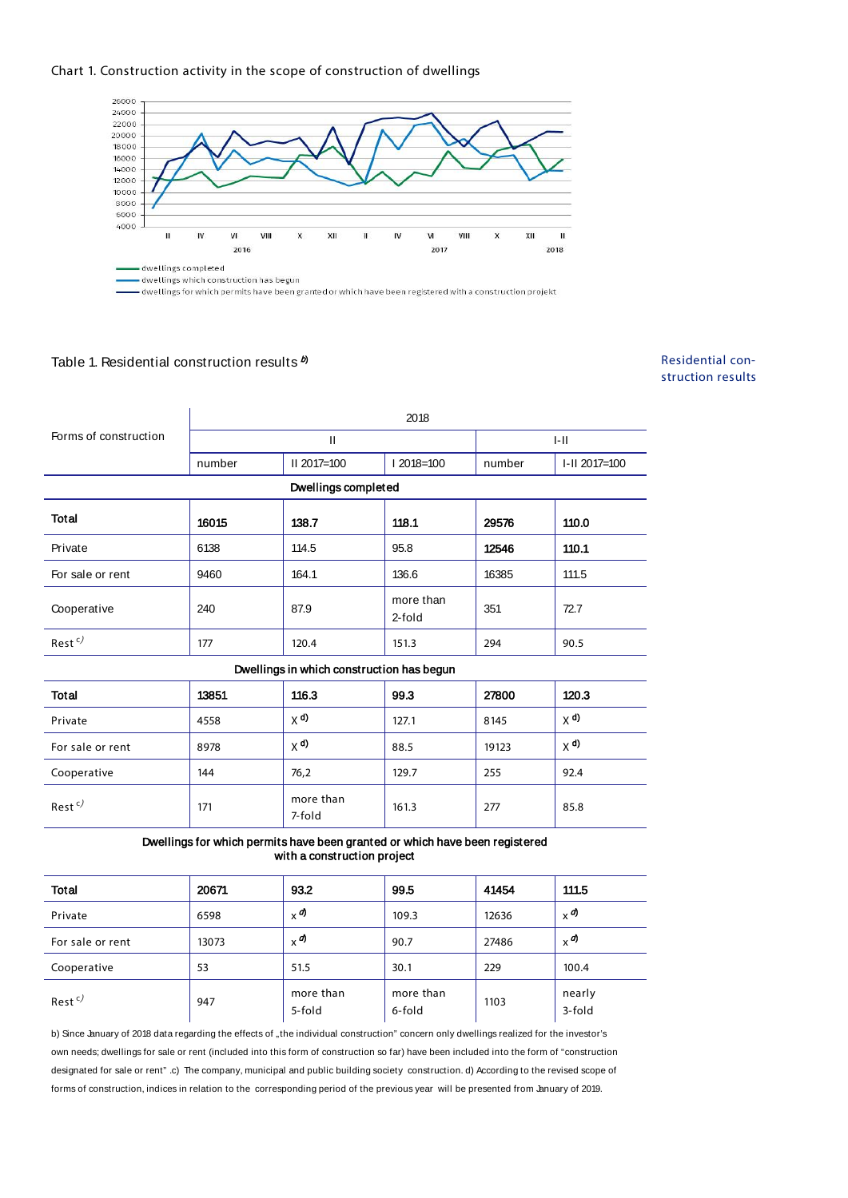Chart 1. Construction activity in the scope of construction of dwellings

- dwellings completed
- dwellings which construction has begun
- dwellings for which permits have been granted or which have been registered with a construction projekt

Residential construction results

Table 1. Residential construction results [b)]

| Forms of construction | 2018 | | | | |
|---|---|---|---|---|---|
| | II | | | I-II | |
| | number | II 2017=100 | I 2018=100 | number | I-II 2017=100 |
| **Dwellings completed** | | | | | |
| **Total** | **16015** | **138.7** | **118.1** | **29576** | **110.0** |
| Private | 6138 | 114.5 | 95.8 | **12546** | **110.1** |
| For sale or rent | 9460 | 164.1 | 136.6 | 16385 | 111.5 |
| Cooperative | 240 | 87.9 | more than 2-fold | 351 | 72.7 |
| Rest [c)] | 177 | 120.4 | 151.3 | 294 | 90.5 |
| **Dwellings in which construction has begun** | | | | | |
| **Total** | **13851** | **116.3** | **99.3** | **27800** | **120.3** |
| Private | 4558 | x [d)] | 127.1 | 8145 | x [d)] |
| For sale or rent | 8978 | x [d)] | 88.5 | 19123 | x [d)] |
| Cooperative | 144 | 76,2 | 129.7 | 255 | 92.4 |
| Rest [c)] | 171 | more than 7-fold | 161.3 | 277 | 85.8 |
| **Dwellings for which permits have been granted or which have been registered with a construction project** | | | | | |
| **Total** | **20671** | **93.2** | **99.5** | **41454** | **111.5** |
| Private | 6598 | x [d)] | 109.3 | 12636 | x [d)] |
| For sale or rent | 13073 | x [d)] | 90.7 | 27486 | x [d)] |
| Cooperative | 53 | 51.5 | 30.1 | 229 | 100.4 |
| Rest [c)] | 947 | more than 5-fold | more than 6-fold | 1103 | nearly 3-fold |

b) Since January of 2018 data regarding the effects of „the individual construction" concern only dwellings realized for the investor's own needs; dwellings for sale or rent (included into this form of construction so far) have been included into the form of "construction designated for sale or rent" .c) The company, municipal and public building society construction. d) According to the revised scope of forms of construction, indices in relation to the corresponding period of the previous year will be presented from January of 2019.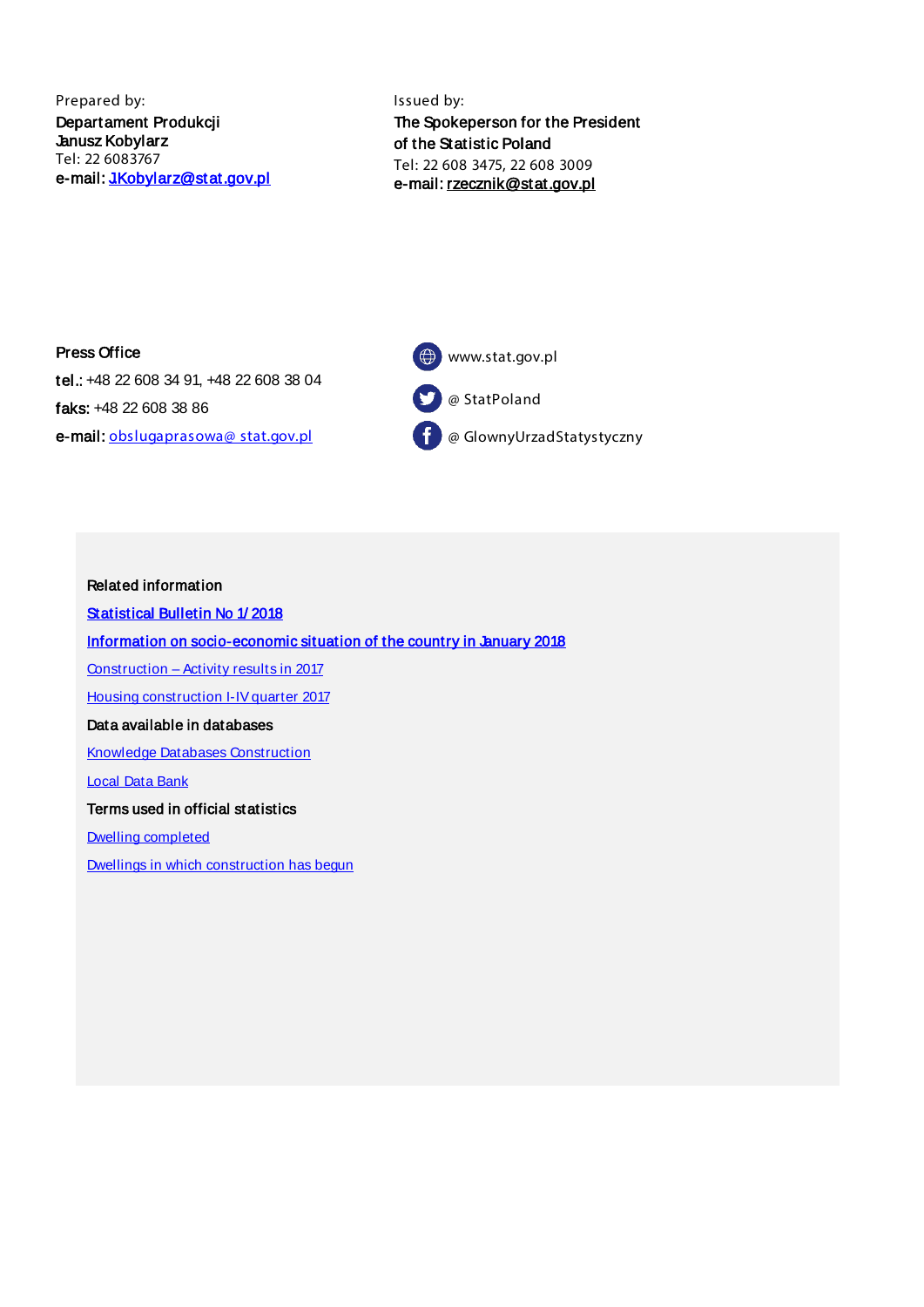Prepared by:

**Departament Produkcji**
**Janusz Kobylarz**
Tel: 22 6083767
**e-mail:** [JKobylarz@stat.gov.pl](mailto:JKobylarz@stat.gov.pl)

Issued by:

**The Spokeperson for the President of the Statistic Poland**
Tel: 22 608 3475, 22 608 3009
**e-mail:** rzecznik@stat.gov.pl

**Press Office**

**tel.:** +48 22 608 34 91, +48 22 608 38 04

**faks:** +48 22 608 38 86

**e-mail:** obslugaprasowa@ stat.gov.pl

www.stat.gov.pl

@ StatPoland

@ GlownyUrzadStatystyczny

**Related information**

**Statistical Bulletin No 1/ 2018**

**Information on socio-economic situation of the country in January 2018**

Construction – Activity results in 2017

Housing construction I-IV quarter 2017

**Data available in databases**

Knowledge Databases Construction

Local Data Bank

**Terms used in official statistics**

Dwelling completed

Dwellings in which construction has begun